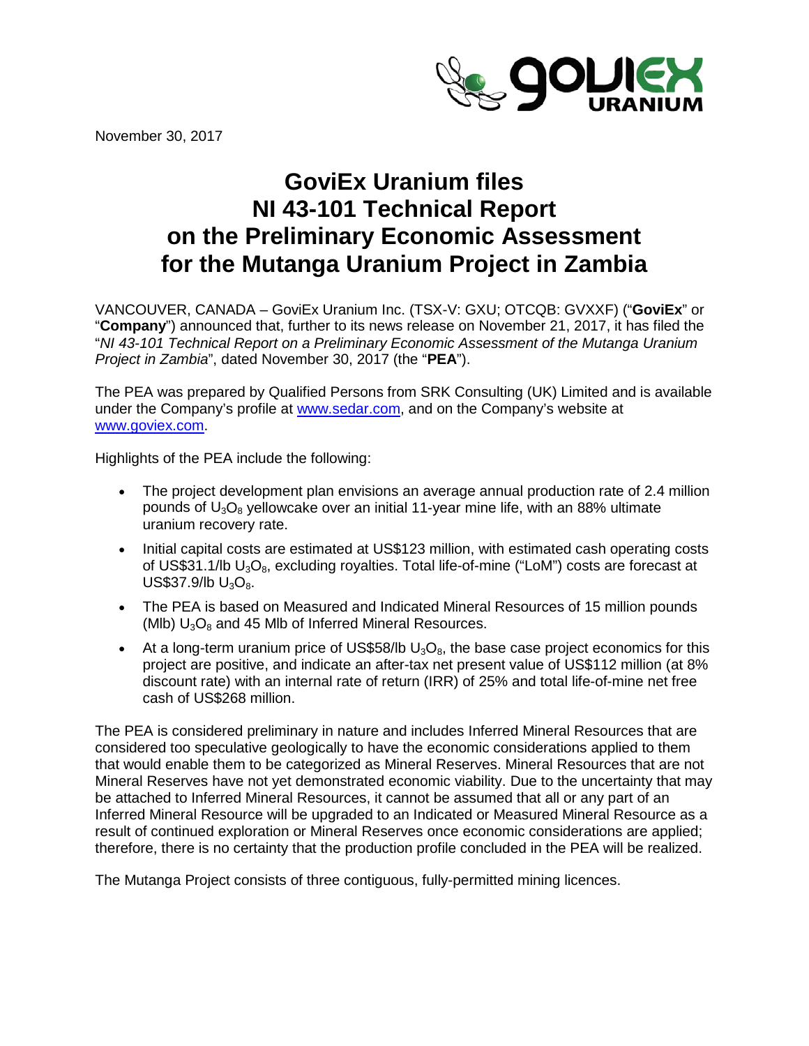November 30, 2017

# GoviEx Uranium files NI 43-101 Technical Report on the Preliminary Economic Assessment for the Mutanga Uranium Project in Zambia

VANCOUVER, CANADA – GoviEx Uranium Inc. (TSX-V: GXU; OTCQB: GVXXF) ("**GoviEx**" or "**Company**") announced that, further to its news release on November 21, 2017, it has filed the "*NI 43-101 Technical Report on a Preliminary Economic Assessment of the Mutanga Uranium Project in Zambia*", dated November 30, 2017 (the "**PEA**").

The PEA was prepared by Qualified Persons from SRK Consulting (UK) Limited and is available under the Company's profile at [www.sedar.com](www.sedar.com), and on the Company's website at [www.goviex.com](www.goviex.com).

Highlights of the PEA include the following:

- The project development plan envisions an average annual production rate of 2.4 million pounds of $U_3O_8$ yellowcake over an initial 11-year mine life, with an 88% ultimate uranium recovery rate.
- Initial capital costs are estimated at US$123 million, with estimated cash operating costs of US$31.1/lb $U_3O_8$, excluding royalties. Total life-of-mine ("LoM") costs are forecast at US$37.9/lb $U_3O_8$.
- The PEA is based on Measured and Indicated Mineral Resources of 15 million pounds (Mlb) $U_3O_8$ and 45 Mlb of Inferred Mineral Resources.
- At a long-term uranium price of US$58/lb $U_3O_8$, the base case project economics for this project are positive, and indicate an after-tax net present value of US$112 million (at 8% discount rate) with an internal rate of return (IRR) of 25% and total life-of-mine net free cash of US$268 million.

The PEA is considered preliminary in nature and includes Inferred Mineral Resources that are considered too speculative geologically to have the economic considerations applied to them that would enable them to be categorized as Mineral Reserves. Mineral Resources that are not Mineral Reserves have not yet demonstrated economic viability. Due to the uncertainty that may be attached to Inferred Mineral Resources, it cannot be assumed that all or any part of an Inferred Mineral Resource will be upgraded to an Indicated or Measured Mineral Resource as a result of continued exploration or Mineral Reserves once economic considerations are applied; therefore, there is no certainty that the production profile concluded in the PEA will be realized.

The Mutanga Project consists of three contiguous, fully-permitted mining licences.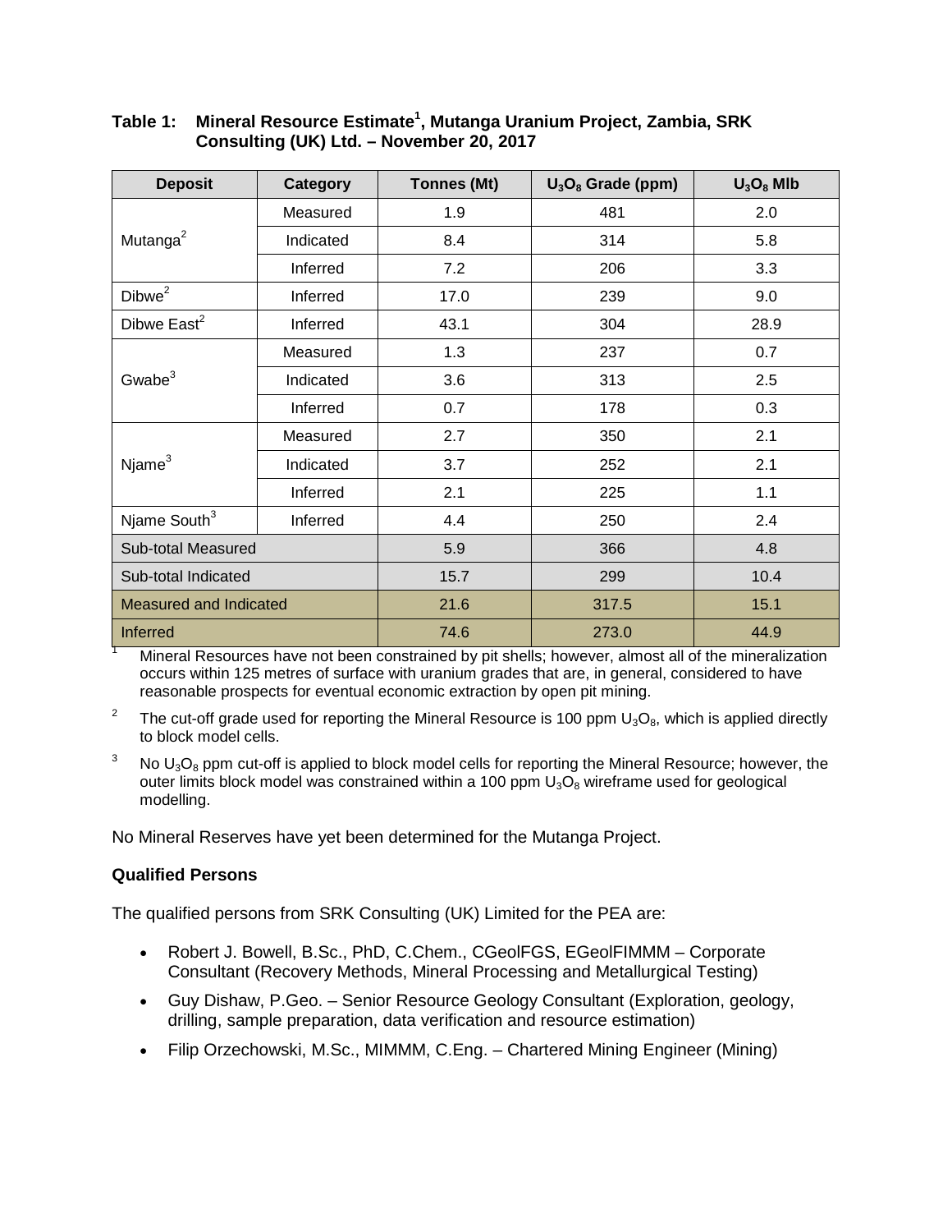**Table 1: Mineral Resource Estimate[1], Mutanga Uranium Project, Zambia, SRK Consulting (UK) Ltd. – November 20, 2017**

| Deposit | Category | Tonnes (Mt) | $U_3O_8$ Grade (ppm) | $U_3O_8$ Mlb |
|---|---|---|---|---|
| Mutanga[2] | Measured | 1.9 | 481 | 2.0 |
| | Indicated | 8.4 | 314 | 5.8 |
| | Inferred | 7.2 | 206 | 3.3 |
| Dibwe[2] | Inferred | 17.0 | 239 | 9.0 |
| Dibwe East[2] | Inferred | 43.1 | 304 | 28.9 |
| Gwabe[3] | Measured | 1.3 | 237 | 0.7 |
| | Indicated | 3.6 | 313 | 2.5 |
| | Inferred | 0.7 | 178 | 0.3 |
| Njame[3] | Measured | 2.7 | 350 | 2.1 |
| | Indicated | 3.7 | 252 | 2.1 |
| | Inferred | 2.1 | 225 | 1.1 |
| Njame South[3] | Inferred | 4.4 | 250 | 2.4 |
| Sub-total Measured | | 5.9 | 366 | 4.8 |
| Sub-total Indicated | | 15.7 | 299 | 10.4 |
| Measured and Indicated | | 21.6 | 317.5 | 15.1 |
| Inferred | | 74.6 | 273.0 | 44.9 |

[1] Mineral Resources have not been constrained by pit shells; however, almost all of the mineralization occurs within 125 metres of surface with uranium grades that are, in general, considered to have reasonable prospects for eventual economic extraction by open pit mining.

[2] The cut-off grade used for reporting the Mineral Resource is 100 ppm $U_3O_8$, which is applied directly to block model cells.

[3] No $U_3O_8$ ppm cut-off is applied to block model cells for reporting the Mineral Resource; however, the outer limits block model was constrained within a 100 ppm $U_3O_8$ wireframe used for geological modelling.

No Mineral Reserves have yet been determined for the Mutanga Project.

**Qualified Persons**

The qualified persons from SRK Consulting (UK) Limited for the PEA are:

- Robert J. Bowell, B.Sc., PhD, C.Chem., CGeolFGS, EGeolFIMMM – Corporate Consultant (Recovery Methods, Mineral Processing and Metallurgical Testing)
- Guy Dishaw, P.Geo. – Senior Resource Geology Consultant (Exploration, geology, drilling, sample preparation, data verification and resource estimation)
- Filip Orzechowski, M.Sc., MIMMM, C.Eng. – Chartered Mining Engineer (Mining)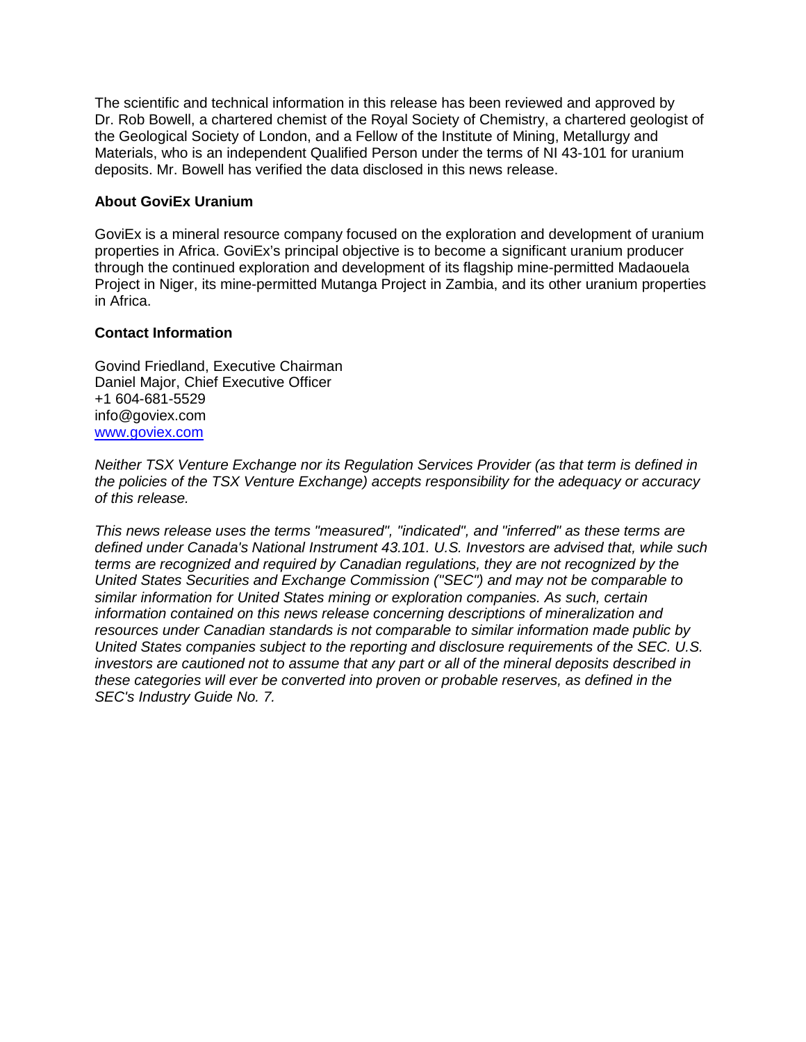The scientific and technical information in this release has been reviewed and approved by Dr. Rob Bowell, a chartered chemist of the Royal Society of Chemistry, a chartered geologist of the Geological Society of London, and a Fellow of the Institute of Mining, Metallurgy and Materials, who is an independent Qualified Person under the terms of NI 43-101 for uranium deposits. Mr. Bowell has verified the data disclosed in this news release.

**About GoviEx Uranium**

GoviEx is a mineral resource company focused on the exploration and development of uranium properties in Africa. GoviEx's principal objective is to become a significant uranium producer through the continued exploration and development of its flagship mine-permitted Madaouela Project in Niger, its mine-permitted Mutanga Project in Zambia, and its other uranium properties in Africa.

**Contact Information**

Govind Friedland, Executive Chairman
Daniel Major, Chief Executive Officer
+1 604-681-5529
info@goviex.com
[www.goviex.com](http://www.goviex.com)

*Neither TSX Venture Exchange nor its Regulation Services Provider (as that term is defined in the policies of the TSX Venture Exchange) accepts responsibility for the adequacy or accuracy of this release.*

*This news release uses the terms "measured", "indicated", and "inferred" as these terms are defined under Canada's National Instrument 43.101. U.S. Investors are advised that, while such terms are recognized and required by Canadian regulations, they are not recognized by the United States Securities and Exchange Commission ("SEC") and may not be comparable to similar information for United States mining or exploration companies. As such, certain information contained on this news release concerning descriptions of mineralization and resources under Canadian standards is not comparable to similar information made public by United States companies subject to the reporting and disclosure requirements of the SEC. U.S. investors are cautioned not to assume that any part or all of the mineral deposits described in these categories will ever be converted into proven or probable reserves, as defined in the SEC's Industry Guide No. 7.*